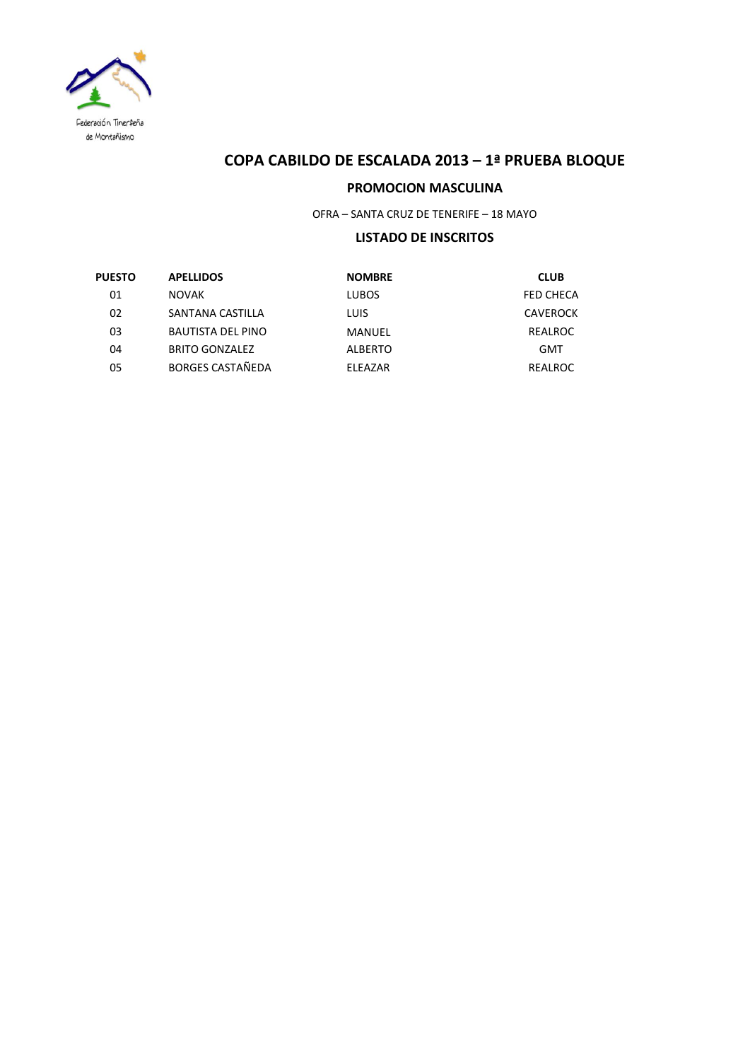Federación Tinerfeña de Montañismo

# COPA CABILDO DE ESCALADA 2013 – 1ª PRUEBA BLOQUE

## PROMOCION MASCULINA

OFRA – SANTA CRUZ DE TENERIFE – 18 MAYO

## LISTADO DE INSCRITOS

| PUESTO | APELLIDOS | NOMBRE | CLUB |
|---|---|---|---|
| 01 | NOVAK | LUBOS | FED CHECA |
| 02 | SANTANA CASTILLA | LUIS | CAVEROCK |
| 03 | BAUTISTA DEL PINO | MANUEL | REALROC |
| 04 | BRITO GONZALEZ | ALBERTO | GMT |
| 05 | BORGES CASTAÑEDA | ELEAZAR | REALROC |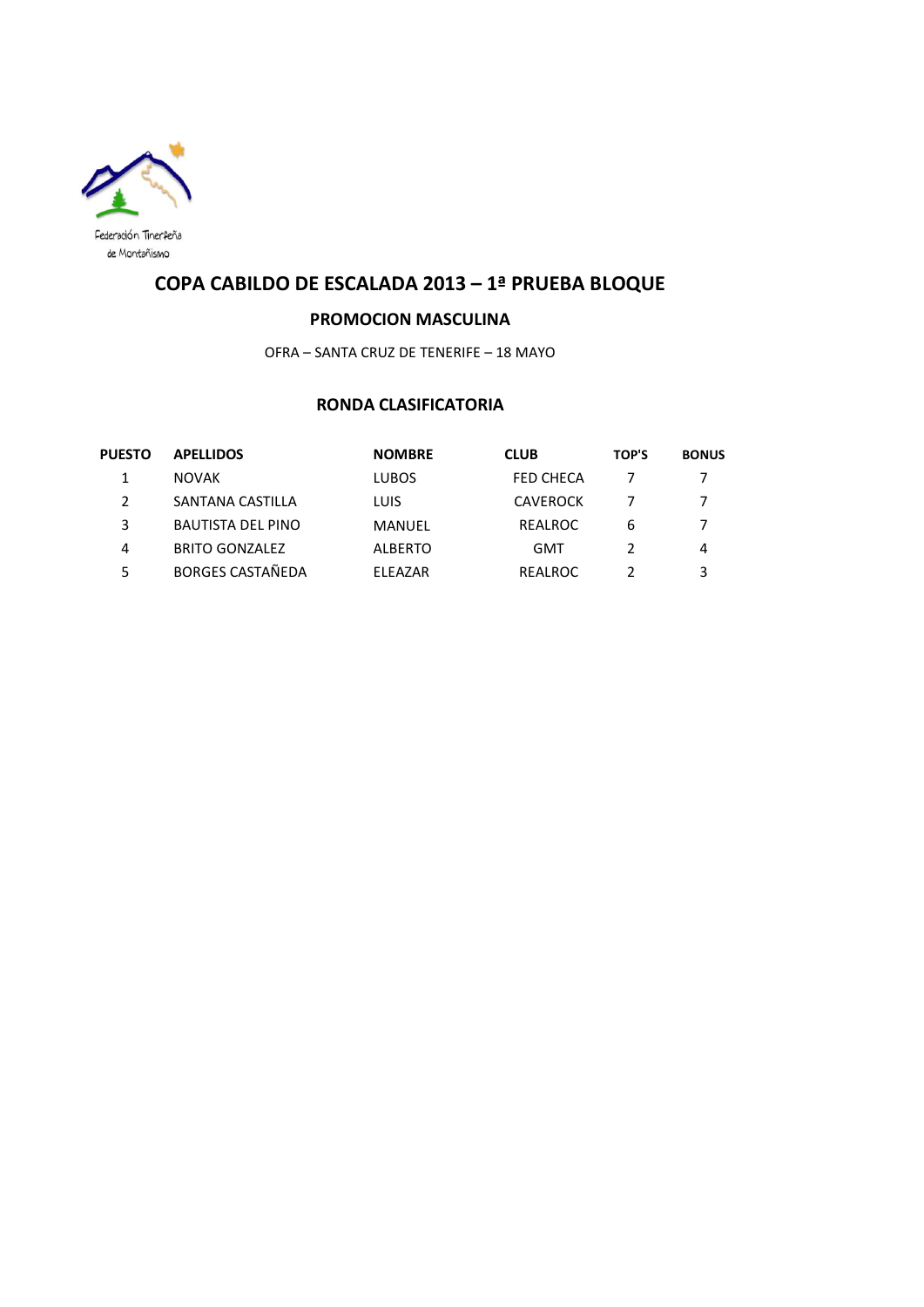Federación Tinerfeña de Montañismo

# COPA CABILDO DE ESCALADA 2013 – 1ª PRUEBA BLOQUE

## PROMOCION MASCULINA

OFRA – SANTA CRUZ DE TENERIFE – 18 MAYO

### RONDA CLASIFICATORIA

| PUESTO | APELLIDOS | NOMBRE | CLUB | TOP'S | BONUS |
|---|---|---|---|---|---|
| 1 | NOVAK | LUBOS | FED CHECA | 7 | 7 |
| 2 | SANTANA CASTILLA | LUIS | CAVEROCK | 7 | 7 |
| 3 | BAUTISTA DEL PINO | MANUEL | REALROC | 6 | 7 |
| 4 | BRITO GONZALEZ | ALBERTO | GMT | 2 | 4 |
| 5 | BORGES CASTAÑEDA | ELEAZAR | REALROC | 2 | 3 |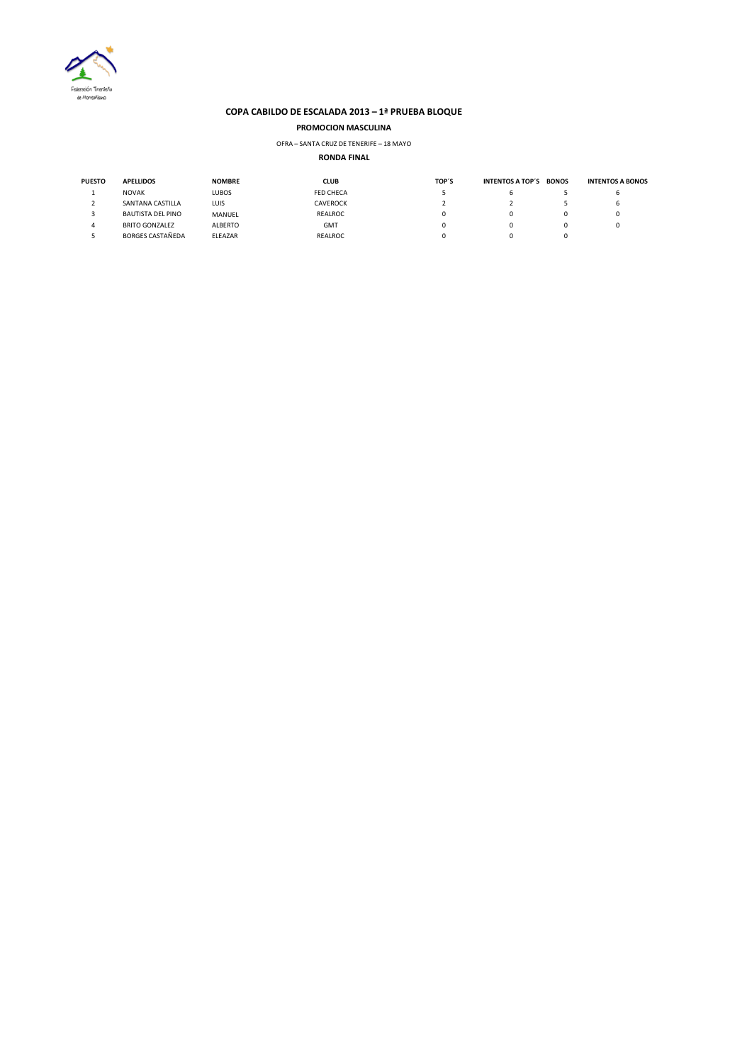**COPA CABILDO DE ESCALADA 2013 – 1ª PRUEBA BLOQUE**

**PROMOCION MASCULINA**

OFRA – SANTA CRUZ DE TENERIFE – 18 MAYO

**RONDA FINAL**

| PUESTO | APELLIDOS | NOMBRE | CLUB | TOP´S | INTENTOS A TOP´S | BONOS | INTENTOS A BONOS |
|---|---|---|---|---|---|---|---|
| 1 | NOVAK | LUBOS | FED CHECA | 5 | 6 | 5 | 6 |
| 2 | SANTANA CASTILLA | LUIS | CAVEROCK | 2 | 2 | 5 | 6 |
| 3 | BAUTISTA DEL PINO | MANUEL | REALROC | 0 | 0 | 0 | 0 |
| 4 | BRITO GONZALEZ | ALBERTO | GMT | 0 | 0 | 0 | 0 |
| 5 | BORGES CASTAÑEDA | ELEAZAR | REALROC | 0 | 0 | 0 | |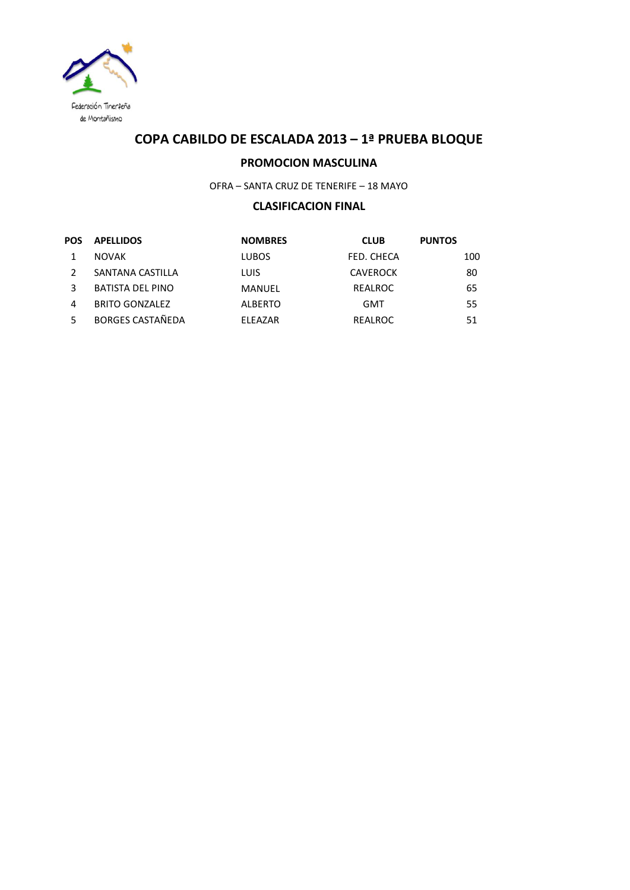Federación Tinerfeña de Montañismo

## COPA CABILDO DE ESCALADA 2013 – 1ª PRUEBA BLOQUE

### PROMOCION MASCULINA

OFRA – SANTA CRUZ DE TENERIFE – 18 MAYO

### CLASIFICACION FINAL

| POS | APELLIDOS | NOMBRES | CLUB | PUNTOS |
|---|---|---|---|---|
| 1 | NOVAK | LUBOS | FED. CHECA | 100 |
| 2 | SANTANA CASTILLA | LUIS | CAVEROCK | 80 |
| 3 | BATISTA DEL PINO | MANUEL | REALROC | 65 |
| 4 | BRITO GONZALEZ | ALBERTO | GMT | 55 |
| 5 | BORGES CASTAÑEDA | ELEAZAR | REALROC | 51 |